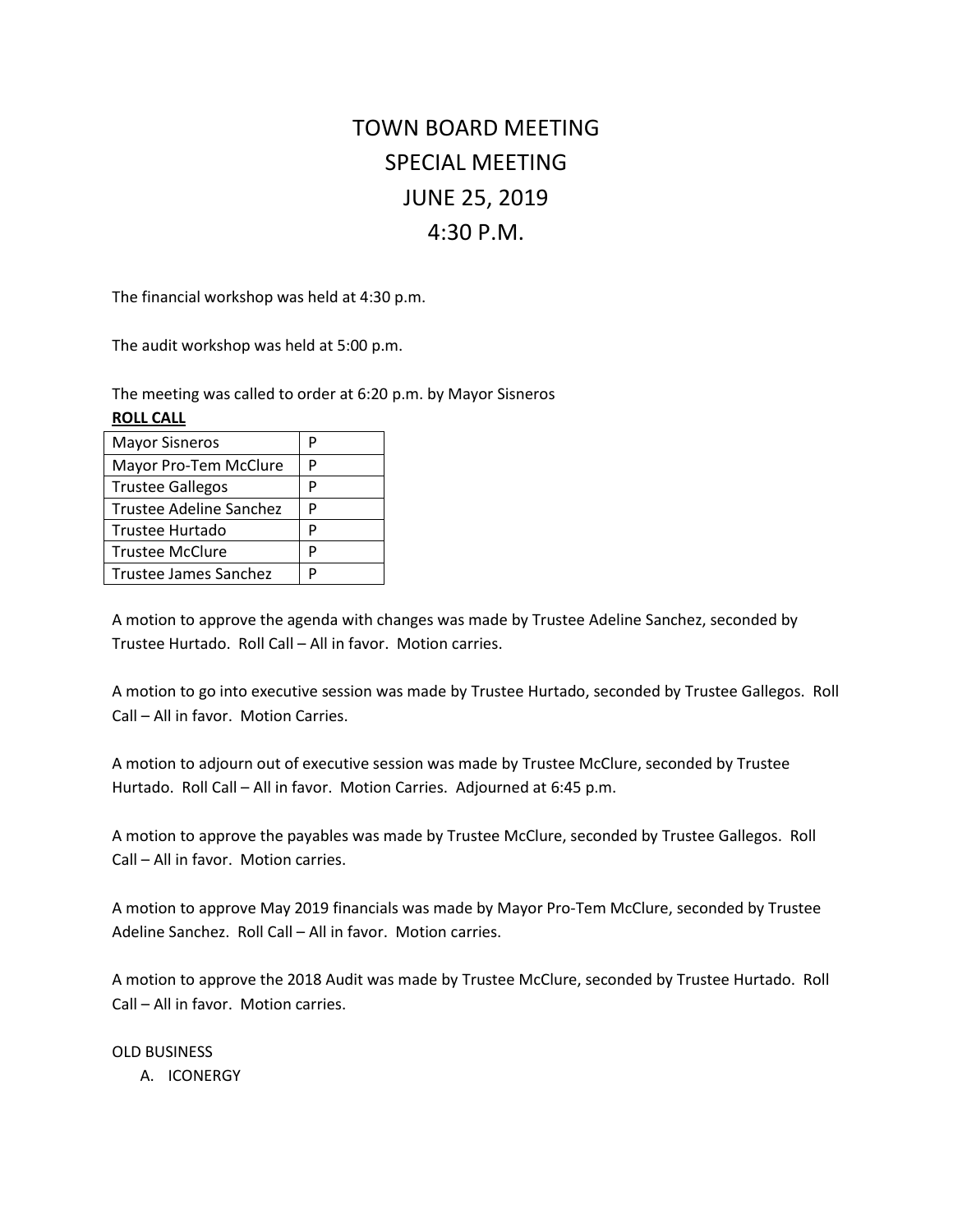# TOWN BOARD MEETING
# SPECIAL MEETING
# JUNE 25, 2019
# 4:30 P.M.

The financial workshop was held at 4:30 p.m.

The audit workshop was held at 5:00 p.m.

The meeting was called to order at 6:20 p.m. by Mayor Sisneros

**ROLL CALL**

| | |
|---|---|
| Mayor Sisneros | P |
| Mayor Pro-Tem McClure | P |
| Trustee Gallegos | P |
| Trustee Adeline Sanchez | P |
| Trustee Hurtado | P |
| Trustee McClure | P |
| Trustee James Sanchez | P |

A motion to approve the agenda with changes was made by Trustee Adeline Sanchez, seconded by Trustee Hurtado. Roll Call – All in favor. Motion carries.

A motion to go into executive session was made by Trustee Hurtado, seconded by Trustee Gallegos. Roll Call – All in favor. Motion Carries.

A motion to adjourn out of executive session was made by Trustee McClure, seconded by Trustee Hurtado. Roll Call – All in favor. Motion Carries. Adjourned at 6:45 p.m.

A motion to approve the payables was made by Trustee McClure, seconded by Trustee Gallegos. Roll Call – All in favor. Motion carries.

A motion to approve May 2019 financials was made by Mayor Pro-Tem McClure, seconded by Trustee Adeline Sanchez. Roll Call – All in favor. Motion carries.

A motion to approve the 2018 Audit was made by Trustee McClure, seconded by Trustee Hurtado. Roll Call – All in favor. Motion carries.

OLD BUSINESS

A. ICONERGY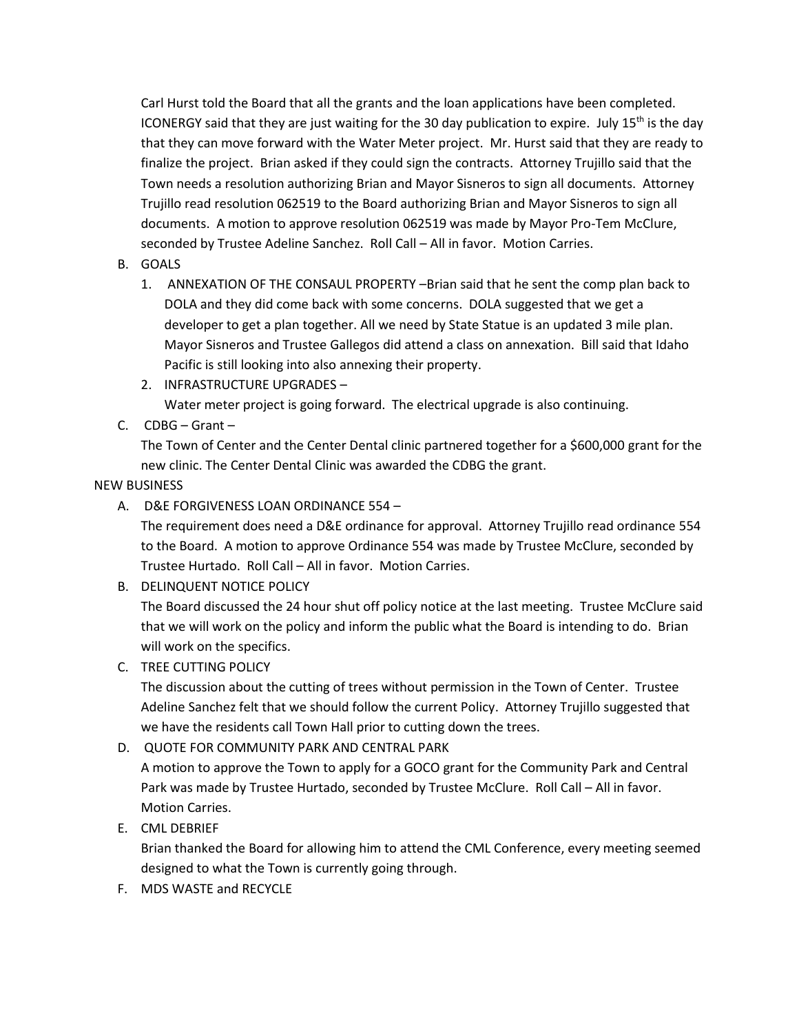Carl Hurst told the Board that all the grants and the loan applications have been completed. ICONERGY said that they are just waiting for the 30 day publication to expire. July 15th is the day that they can move forward with the Water Meter project. Mr. Hurst said that they are ready to finalize the project. Brian asked if they could sign the contracts. Attorney Trujillo said that the Town needs a resolution authorizing Brian and Mayor Sisneros to sign all documents. Attorney Trujillo read resolution 062519 to the Board authorizing Brian and Mayor Sisneros to sign all documents. A motion to approve resolution 062519 was made by Mayor Pro-Tem McClure, seconded by Trustee Adeline Sanchez. Roll Call – All in favor. Motion Carries.

B. GOALS

1. ANNEXATION OF THE CONSAUL PROPERTY –Brian said that he sent the comp plan back to DOLA and they did come back with some concerns. DOLA suggested that we get a developer to get a plan together. All we need by State Statue is an updated 3 mile plan. Mayor Sisneros and Trustee Gallegos did attend a class on annexation. Bill said that Idaho Pacific is still looking into also annexing their property.
2. INFRASTRUCTURE UPGRADES –
   Water meter project is going forward. The electrical upgrade is also continuing.

C. CDBG – Grant –
The Town of Center and the Center Dental clinic partnered together for a $600,000 grant for the new clinic. The Center Dental Clinic was awarded the CDBG the grant.

NEW BUSINESS

A. D&E FORGIVENESS LOAN ORDINANCE 554 –
The requirement does need a D&E ordinance for approval. Attorney Trujillo read ordinance 554 to the Board. A motion to approve Ordinance 554 was made by Trustee McClure, seconded by Trustee Hurtado. Roll Call – All in favor. Motion Carries.

B. DELINQUENT NOTICE POLICY
The Board discussed the 24 hour shut off policy notice at the last meeting. Trustee McClure said that we will work on the policy and inform the public what the Board is intending to do. Brian will work on the specifics.

C. TREE CUTTING POLICY
The discussion about the cutting of trees without permission in the Town of Center. Trustee Adeline Sanchez felt that we should follow the current Policy. Attorney Trujillo suggested that we have the residents call Town Hall prior to cutting down the trees.

D. QUOTE FOR COMMUNITY PARK AND CENTRAL PARK
A motion to approve the Town to apply for a GOCO grant for the Community Park and Central Park was made by Trustee Hurtado, seconded by Trustee McClure. Roll Call – All in favor. Motion Carries.

E. CML DEBRIEF
Brian thanked the Board for allowing him to attend the CML Conference, every meeting seemed designed to what the Town is currently going through.

F. MDS WASTE and RECYCLE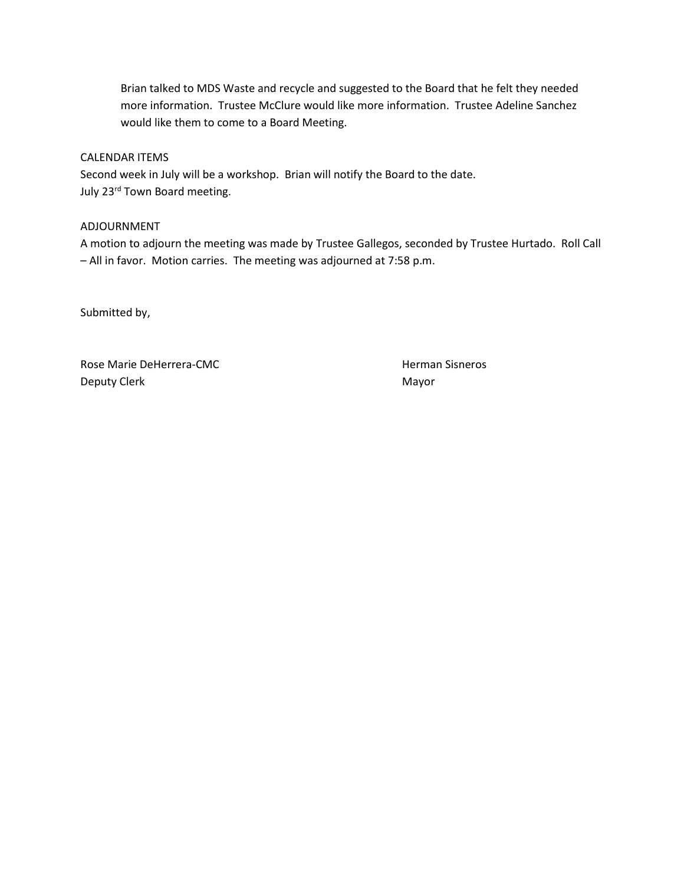Brian talked to MDS Waste and recycle and suggested to the Board that he felt they needed more information. Trustee McClure would like more information. Trustee Adeline Sanchez would like them to come to a Board Meeting.

CALENDAR ITEMS

Second week in July will be a workshop. Brian will notify the Board to the date.
July 23rd Town Board meeting.

ADJOURNMENT

A motion to adjourn the meeting was made by Trustee Gallegos, seconded by Trustee Hurtado. Roll Call – All in favor. Motion carries. The meeting was adjourned at 7:58 p.m.

Submitted by,

Rose Marie DeHerrera-CMC
Deputy Clerk

Herman Sisneros
Mayor